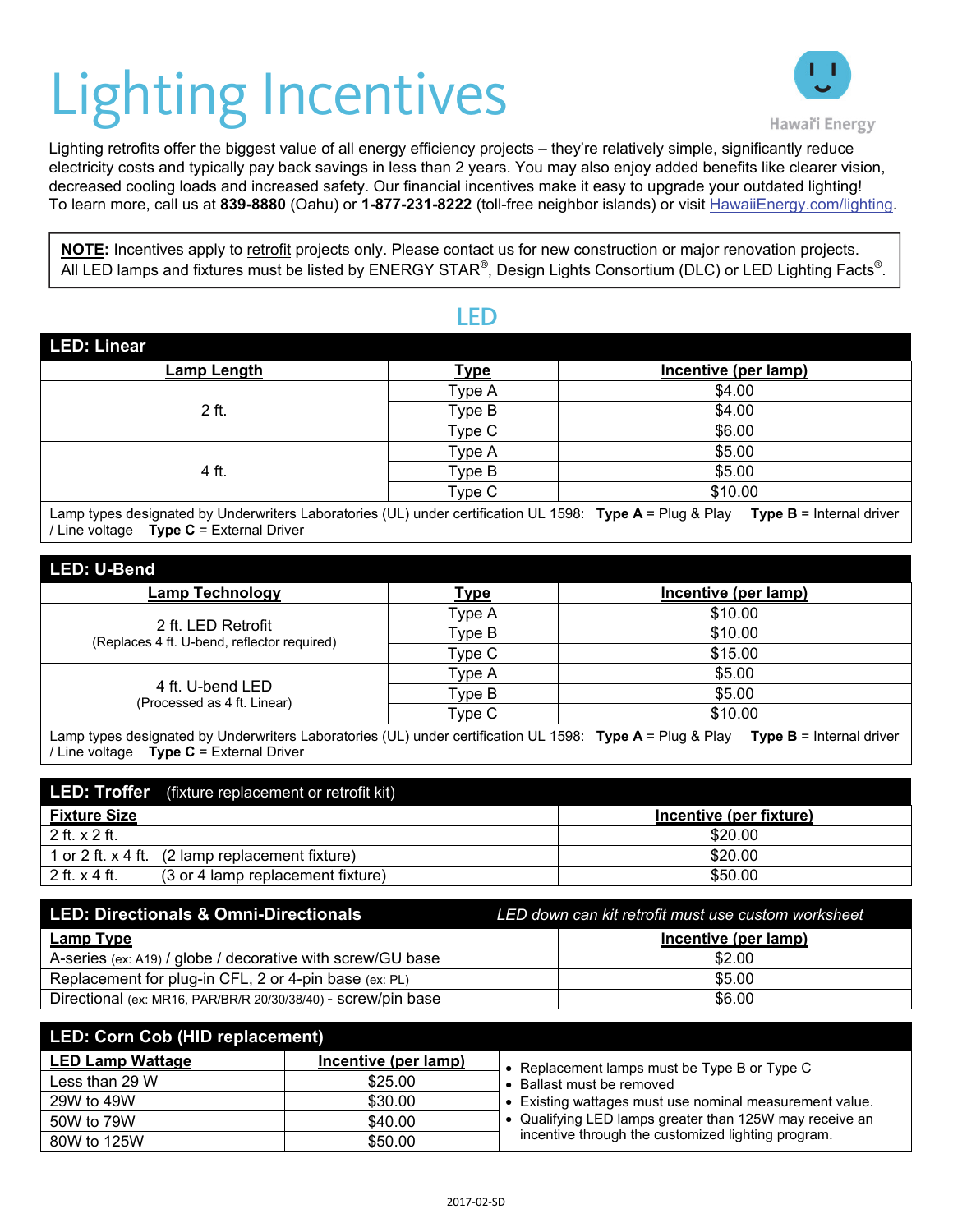# Lighting Incentives

Hawai'i Energy

Lighting retrofits offer the biggest value of all energy efficiency projects – they're relatively simple, significantly reduce electricity costs and typically pay back savings in less than 2 years. You may also enjoy added benefits like clearer vision, decreased cooling loads and increased safety. Our financial incentives make it easy to upgrade your outdated lighting! To learn more, call us at **839-8880** (Oahu) or **1-877-231-8222** (toll-free neighbor islands) or visit HawaiiEnergy.com/lighting.

> **NOTE:** Incentives apply to retrofit projects only. Please contact us for new construction or major renovation projects. All LED lamps and fixtures must be listed by ENERGY STAR®, Design Lights Consortium (DLC) or LED Lighting Facts®.

## LED

### LED: Linear

| Lamp Length | Type | Incentive (per lamp) |
|---|---|---|
| 2 ft. | Type A | $4.00 |
| | Type B | $4.00 |
| | Type C | $6.00 |
| 4 ft. | Type A | $5.00 |
| | Type B | $5.00 |
| | Type C | $10.00 |

Lamp types designated by Underwriters Laboratories (UL) under certification UL 1598: **Type A** = Plug & Play **Type B** = Internal driver / Line voltage **Type C** = External Driver

### LED: U-Bend

| Lamp Technology | Type | Incentive (per lamp) |
|---|---|---|
| 2 ft. LED Retrofit (Replaces 4 ft. U-bend, reflector required) | Type A | $10.00 |
| | Type B | $10.00 |
| | Type C | $15.00 |
| 4 ft. U-bend LED (Processed as 4 ft. Linear) | Type A | $5.00 |
| | Type B | $5.00 |
| | Type C | $10.00 |

Lamp types designated by Underwriters Laboratories (UL) under certification UL 1598: **Type A** = Plug & Play **Type B** = Internal driver / Line voltage **Type C** = External Driver

### LED: Troffer (fixture replacement or retrofit kit)

| Fixture Size | Incentive (per fixture) |
|---|---|
| 2 ft. x 2 ft. | $20.00 |
| 1 or 2 ft. x 4 ft. (2 lamp replacement fixture) | $20.00 |
| 2 ft. x 4 ft. (3 or 4 lamp replacement fixture) | $50.00 |

### LED: Directionals & Omni-Directionals

*LED down can kit retrofit must use custom worksheet*

| Lamp Type | Incentive (per lamp) |
|---|---|
| A-series (ex: A19) / globe / decorative with screw/GU base | $2.00 |
| Replacement for plug-in CFL, 2 or 4-pin base (ex: PL) | $5.00 |
| Directional (ex: MR16, PAR/BR/R 20/30/38/40) - screw/pin base | $6.00 |

### LED: Corn Cob (HID replacement)

| LED Lamp Wattage | Incentive (per lamp) |
|---|---|
| Less than 29 W | $25.00 |
| 29W to 49W | $30.00 |
| 50W to 79W | $40.00 |
| 80W to 125W | $50.00 |

- Replacement lamps must be Type B or Type C
- Ballast must be removed
- Existing wattages must use nominal measurement value.
- Qualifying LED lamps greater than 125W may receive an incentive through the customized lighting program.

2017-02-SD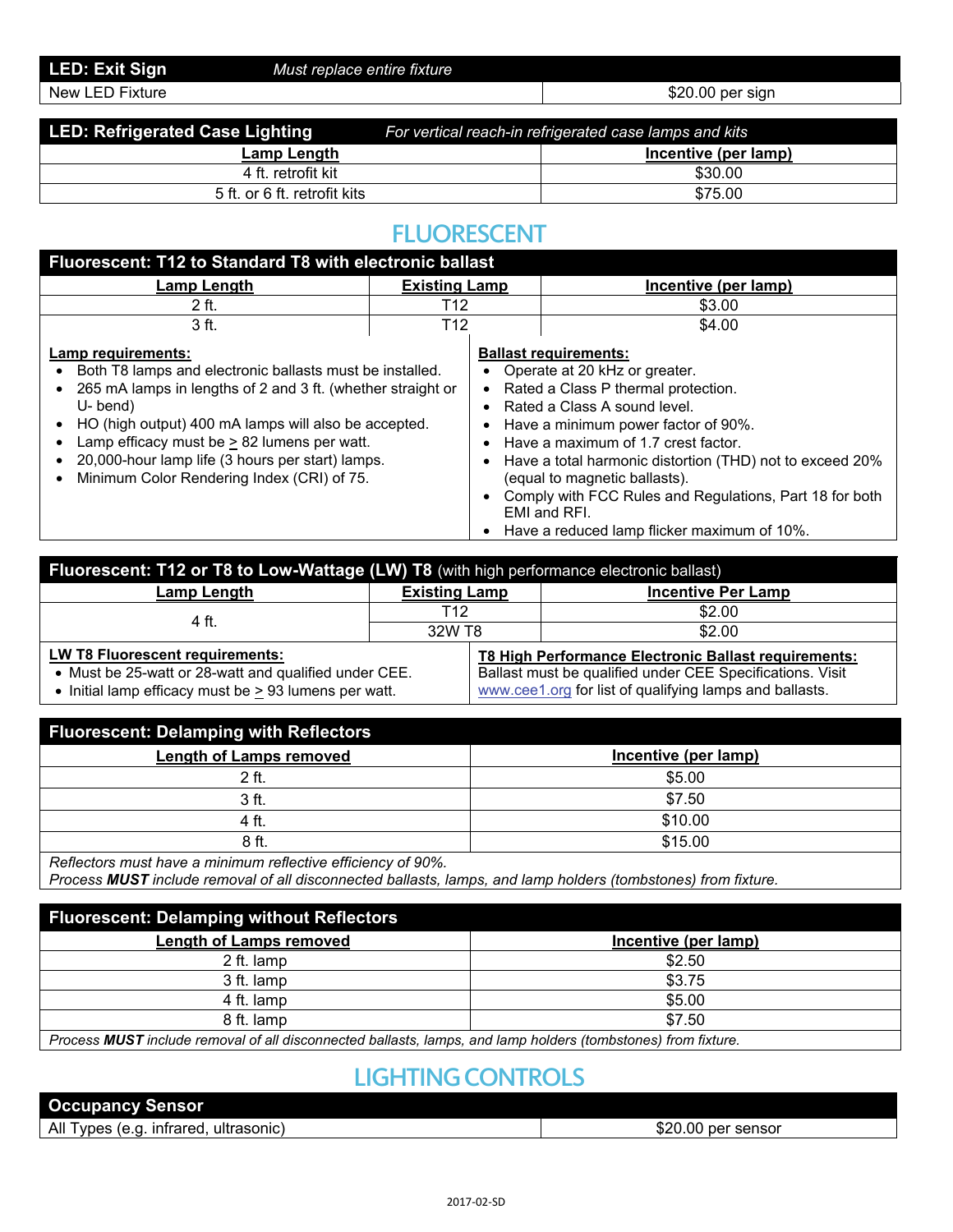| LED: Exit Sign *Must replace entire fixture* | |
|---|---|
| New LED Fixture | $20.00 per sign |

| LED: Refrigerated Case Lighting *For vertical reach-in refrigerated case lamps and kits* | |
|---|---|
| **Lamp Length** | **Incentive (per lamp)** |
| 4 ft. retrofit kit | $30.00 |
| 5 ft. or 6 ft. retrofit kits | $75.00 |

## FLUORESCENT

| Fluorescent: T12 to Standard T8 with electronic ballast | | |
|---|---|---|
| **Lamp Length** | **Existing Lamp** | **Incentive (per lamp)** |
| 2 ft. | T12 | $3.00 |
| 3 ft. | T12 | $4.00 |

**Lamp requirements:**

- Both T8 lamps and electronic ballasts must be installed.
- 265 mA lamps in lengths of 2 and 3 ft. (whether straight or U- bend)
- HO (high output) 400 mA lamps will also be accepted.
- Lamp efficacy must be $\geq$ 82 lumens per watt.
- 20,000-hour lamp life (3 hours per start) lamps.
- Minimum Color Rendering Index (CRI) of 75.

**Ballast requirements:**

- Operate at 20 kHz or greater.
- Rated a Class P thermal protection.
- Rated a Class A sound level.
- Have a minimum power factor of 90%.
- Have a maximum of 1.7 crest factor.
- Have a total harmonic distortion (THD) not to exceed 20% (equal to magnetic ballasts).
- Comply with FCC Rules and Regulations, Part 18 for both EMI and RFI.
- Have a reduced lamp flicker maximum of 10%.

| Fluorescent: T12 or T8 to Low-Wattage (LW) T8 (with high performance electronic ballast) | | |
|---|---|---|
| **Lamp Length** | **Existing Lamp** | **Incentive Per Lamp** |
| 4 ft. | T12 | $2.00 |
| | 32W T8 | $2.00 |

**LW T8 Fluorescent requirements:**

- Must be 25-watt or 28-watt and qualified under CEE.
- Initial lamp efficacy must be $\geq$ 93 lumens per watt.

**T8 High Performance Electronic Ballast requirements:**
Ballast must be qualified under CEE Specifications. Visit www.cee1.org for list of qualifying lamps and ballasts.

| Fluorescent: Delamping with Reflectors | |
|---|---|
| **Length of Lamps removed** | **Incentive (per lamp)** |
| 2 ft. | $5.00 |
| 3 ft. | $7.50 |
| 4 ft. | $10.00 |
| 8 ft. | $15.00 |

*Reflectors must have a minimum reflective efficiency of 90%.*
*Process **MUST** include removal of all disconnected ballasts, lamps, and lamp holders (tombstones) from fixture.*

| Fluorescent: Delamping without Reflectors | |
|---|---|
| **Length of Lamps removed** | **Incentive (per lamp)** |
| 2 ft. lamp | $2.50 |
| 3 ft. lamp | $3.75 |
| 4 ft. lamp | $5.00 |
| 8 ft. lamp | $7.50 |

*Process **MUST** include removal of all disconnected ballasts, lamps, and lamp holders (tombstones) from fixture.*

## LIGHTING CONTROLS

| Occupancy Sensor | |
|---|---|
| All Types (e.g. infrared, ultrasonic) | $20.00 per sensor |

2017-02-SD